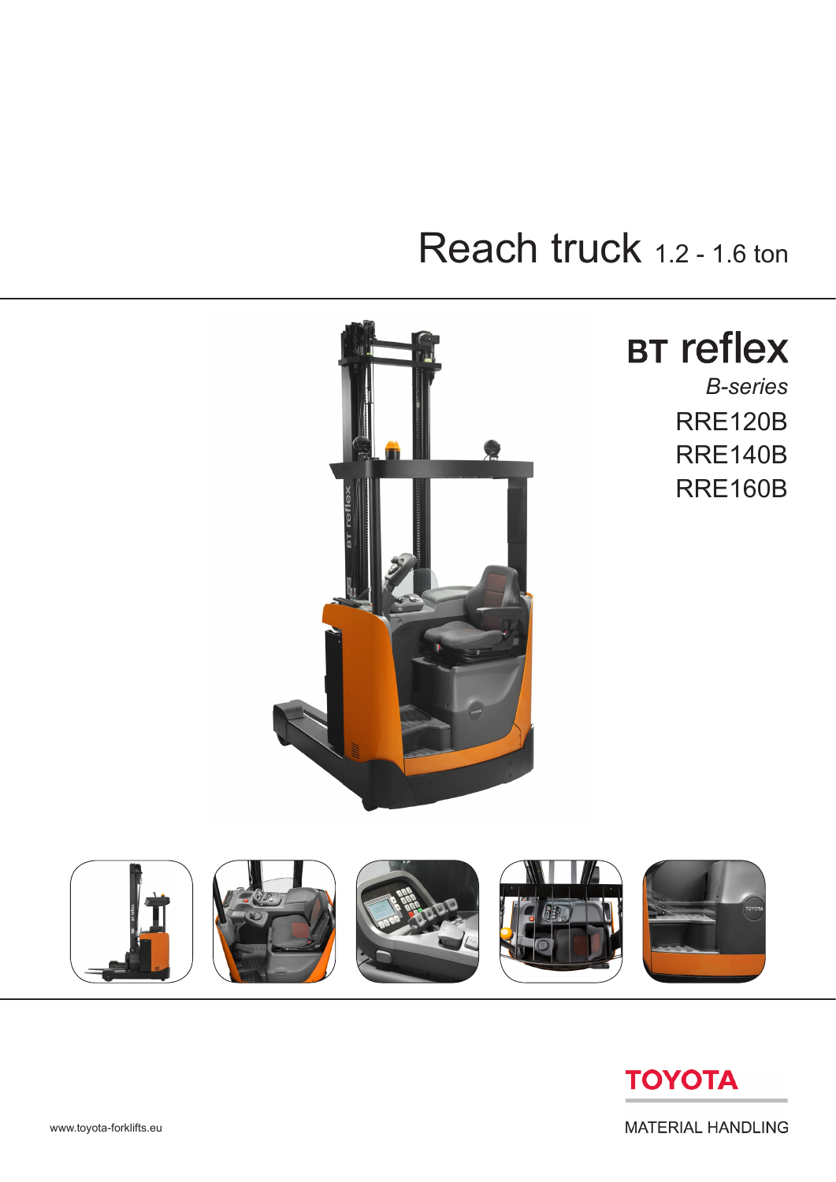# Reach truck 1.2 - 1.6 ton

## BT reflex

*B-series*

RRE120B
RRE140B
RRE160B

TOYOTA

MATERIAL HANDLING

www.toyota-forklifts.eu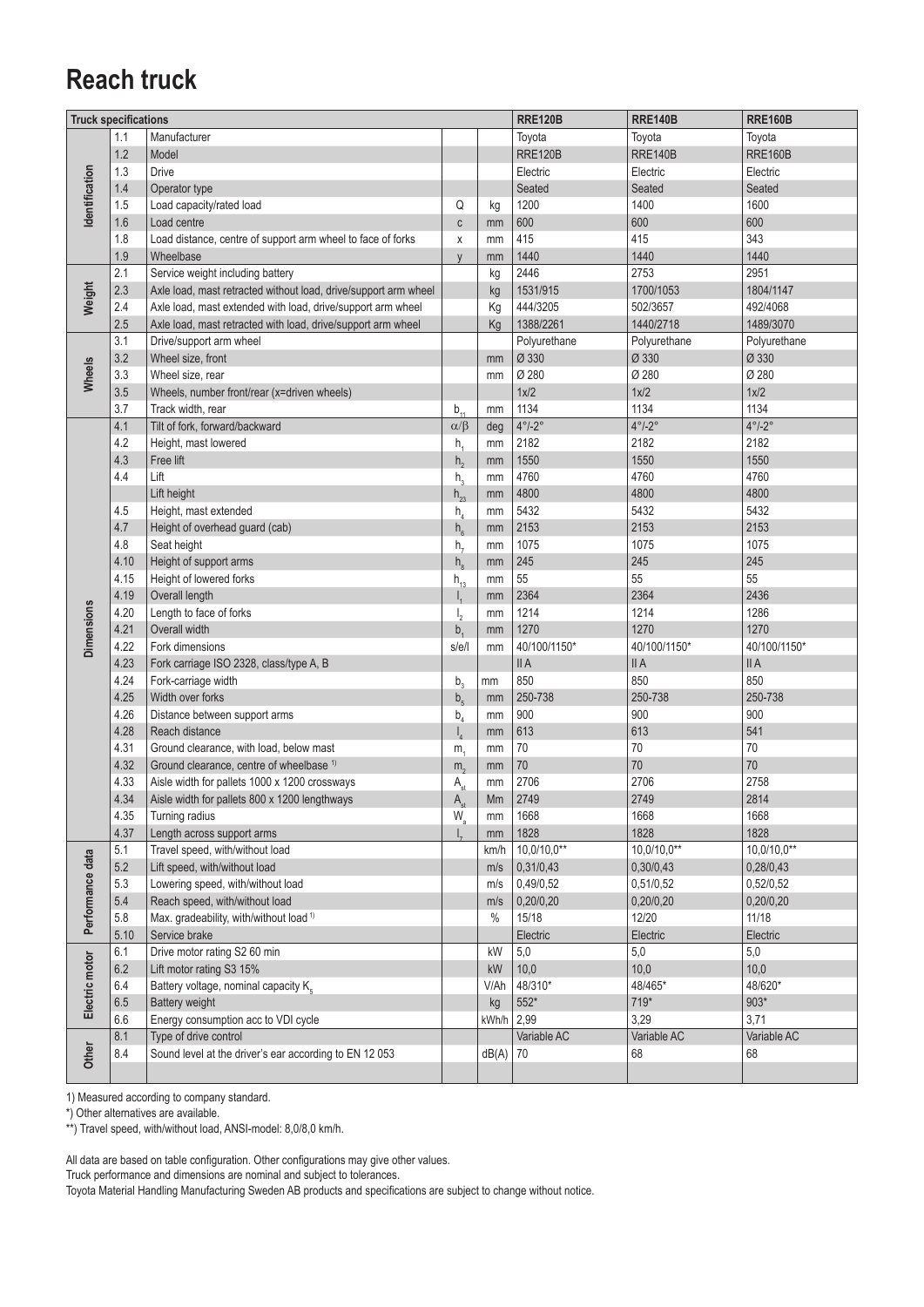# Reach truck

| Truck specifications | | | | | RRE120B | RRE140B | RRE160B |
|---|---|---|---|---|---|---|---|
| Identification | 1.1 | Manufacturer | | | Toyota | Toyota | Toyota |
| | 1.2 | Model | | | RRE120B | RRE140B | RRE160B |
| | 1.3 | Drive | | | Electric | Electric | Electric |
| | 1.4 | Operator type | | | Seated | Seated | Seated |
| | 1.5 | Load capacity/rated load | Q | kg | 1200 | 1400 | 1600 |
| | 1.6 | Load centre | c | mm | 600 | 600 | 600 |
| | 1.8 | Load distance, centre of support arm wheel to face of forks | x | mm | 415 | 415 | 343 |
| | 1.9 | Wheelbase | y | mm | 1440 | 1440 | 1440 |
| Weight | 2.1 | Service weight including battery | | kg | 2446 | 2753 | 2951 |
| | 2.3 | Axle load, mast retracted without load, drive/support arm wheel | | kg | 1531/915 | 1700/1053 | 1804/1147 |
| | 2.4 | Axle load, mast extended with load, drive/support arm wheel | | Kg | 444/3205 | 502/3657 | 492/4068 |
| | 2.5 | Axle load, mast retracted with load, drive/support arm wheel | | Kg | 1388/2261 | 1440/2718 | 1489/3070 |
| Wheels | 3.1 | Drive/support arm wheel | | | Polyurethane | Polyurethane | Polyurethane |
| | 3.2 | Wheel size, front | | mm | Ø 330 | Ø 330 | Ø 330 |
| | 3.3 | Wheel size, rear | | mm | Ø 280 | Ø 280 | Ø 280 |
| | 3.5 | Wheels, number front/rear (x=driven wheels) | | | 1x/2 | 1x/2 | 1x/2 |
| | 3.7 | Track width, rear | $b_{11}$ | mm | 1134 | 1134 | 1134 |
| Dimensions | 4.1 | Tilt of fork, forward/backward | $\alpha/\beta$ | deg | 4°/-2° | 4°/-2° | 4°/-2° |
| | 4.2 | Height, mast lowered | $h_1$ | mm | 2182 | 2182 | 2182 |
| | 4.3 | Free lift | $h_2$ | mm | 1550 | 1550 | 1550 |
| | 4.4 | Lift | $h_3$ | mm | 4760 | 4760 | 4760 |
| | | Lift height | $h_{23}$ | mm | 4800 | 4800 | 4800 |
| | 4.5 | Height, mast extended | $h_4$ | mm | 5432 | 5432 | 5432 |
| | 4.7 | Height of overhead guard (cab) | $h_6$ | mm | 2153 | 2153 | 2153 |
| | 4.8 | Seat height | $h_7$ | mm | 1075 | 1075 | 1075 |
| | 4.10 | Height of support arms | $h_8$ | mm | 245 | 245 | 245 |
| | 4.15 | Height of lowered forks | $h_{13}$ | mm | 55 | 55 | 55 |
| | 4.19 | Overall length | $l_1$ | mm | 2364 | 2364 | 2436 |
| | 4.20 | Length to face of forks | $l_2$ | mm | 1214 | 1214 | 1286 |
| | 4.21 | Overall width | $b_1$ | mm | 1270 | 1270 | 1270 |
| | 4.22 | Fork dimensions | s/e/l | mm | 40/100/1150* | 40/100/1150* | 40/100/1150* |
| | 4.23 | Fork carriage ISO 2328, class/type A, B | | | II A | II A | II A |
| | 4.24 | Fork-carriage width | $b_3$ | mm | 850 | 850 | 850 |
| | 4.25 | Width over forks | $b_5$ | mm | 250-738 | 250-738 | 250-738 |
| | 4.26 | Distance between support arms | $b_4$ | mm | 900 | 900 | 900 |
| | 4.28 | Reach distance | $l_4$ | mm | 613 | 613 | 541 |
| | 4.31 | Ground clearance, with load, below mast | $m_1$ | mm | 70 | 70 | 70 |
| | 4.32 | Ground clearance, centre of wheelbase [1] | $m_2$ | mm | 70 | 70 | 70 |
| | 4.33 | Aisle width for pallets 1000 x 1200 crossways | $A_{st}$ | mm | 2706 | 2706 | 2758 |
| | 4.34 | Aisle width for pallets 800 x 1200 lengthways | $A_{st}$ | Mm | 2749 | 2749 | 2814 |
| | 4.35 | Turning radius | $W_a$ | mm | 1668 | 1668 | 1668 |
| | 4.37 | Length across support arms | $l_7$ | mm | 1828 | 1828 | 1828 |
| Performance data | 5.1 | Travel speed, with/without load | | km/h | 10,0/10,0** | 10,0/10,0** | 10,0/10,0** |
| | 5.2 | Lift speed, with/without load | | m/s | 0,31/0,43 | 0,30/0,43 | 0,28/0,43 |
| | 5.3 | Lowering speed, with/without load | | m/s | 0,49/0,52 | 0,51/0,52 | 0,52/0,52 |
| | 5.4 | Reach speed, with/without load | | m/s | 0,20/0,20 | 0,20/0,20 | 0,20/0,20 |
| | 5.8 | Max. gradeability, with/without load [1] | | % | 15/18 | 12/20 | 11/18 |
| | 5.10 | Service brake | | | Electric | Electric | Electric |
| Electric motor | 6.1 | Drive motor rating S2 60 min | | kW | 5,0 | 5,0 | 5,0 |
| | 6.2 | Lift motor rating S3 15% | | kW | 10,0 | 10,0 | 10,0 |
| | 6.4 | Battery voltage, nominal capacity $K_5$ | | V/Ah | 48/310* | 48/465* | 48/620* |
| | 6.5 | Battery weight | | kg | 552* | 719* | 903* |
| | 6.6 | Energy consumption acc to VDI cycle | | kWh/h | 2,99 | 3,29 | 3,71 |
| Other | 8.1 | Type of drive control | | | Variable AC | Variable AC | Variable AC |
| | 8.4 | Sound level at the driver's ear according to EN 12 053 | | dB(A) | 70 | 68 | 68 |

1) Measured according to company standard.

*) Other alternatives are available.

**) Travel speed, with/without load, ANSI-model: 8,0/8,0 km/h.

All data are based on table configuration. Other configurations may give other values.

Truck performance and dimensions are nominal and subject to tolerances.

Toyota Material Handling Manufacturing Sweden AB products and specifications are subject to change without notice.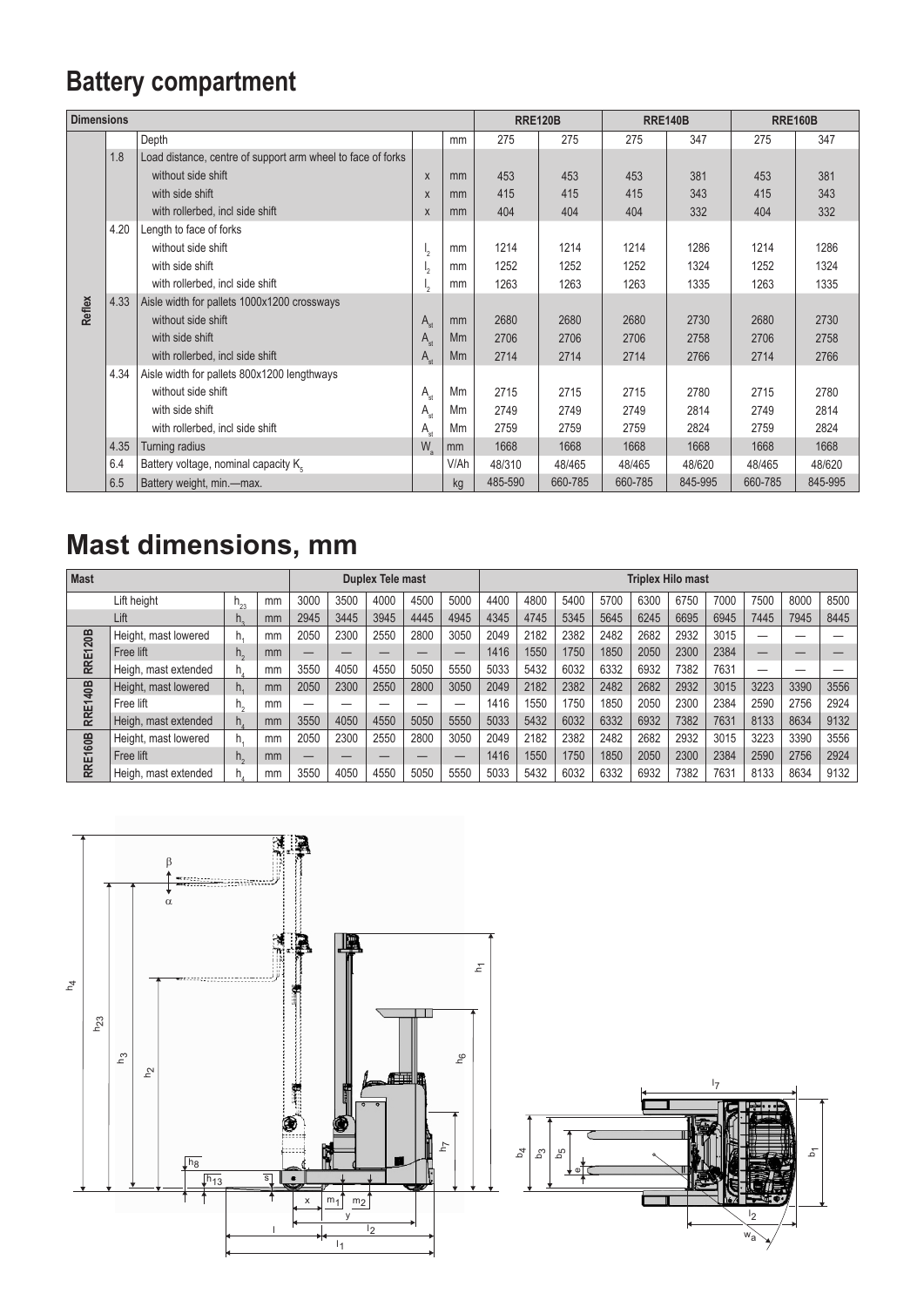## Battery compartment

| Dimensions | | | | | RRE120B | | RRE140B | | RRE160B | |
|---|---|---|---|---|---|---|---|---|---|---|
| Reflex | | Depth | | mm | 275 | 275 | 275 | 347 | 275 | 347 |
| | 1.8 | Load distance, centre of support arm wheel to face of forks | | | | | | | | |
| | | without side shift | x | mm | 453 | 453 | 453 | 381 | 453 | 381 |
| | | with side shift | x | mm | 415 | 415 | 415 | 343 | 415 | 343 |
| | | with rollerbed, incl side shift | x | mm | 404 | 404 | 404 | 332 | 404 | 332 |
| | 4.20 | Length to face of forks | | | | | | | | |
| | | without side shift | $l_2$ | mm | 1214 | 1214 | 1214 | 1286 | 1214 | 1286 |
| | | with side shift | $l_2$ | mm | 1252 | 1252 | 1252 | 1324 | 1252 | 1324 |
| | | with rollerbed, incl side shift | $l_2$ | mm | 1263 | 1263 | 1263 | 1335 | 1263 | 1335 |
| | 4.33 | Aisle width for pallets 1000x1200 crossways | | | | | | | | |
| | | without side shift | $A_{st}$ | mm | 2680 | 2680 | 2680 | 2730 | 2680 | 2730 |
| | | with side shift | $A_{st}$ | Mm | 2706 | 2706 | 2706 | 2758 | 2706 | 2758 |
| | | with rollerbed, incl side shift | $A_{st}$ | Mm | 2714 | 2714 | 2714 | 2766 | 2714 | 2766 |
| | 4.34 | Aisle width for pallets 800x1200 lengthways | | | | | | | | |
| | | without side shift | $A_{st}$ | Mm | 2715 | 2715 | 2715 | 2780 | 2715 | 2780 |
| | | with side shift | $A_{st}$ | Mm | 2749 | 2749 | 2749 | 2814 | 2749 | 2814 |
| | | with rollerbed, incl side shift | $A_{st}$ | Mm | 2759 | 2759 | 2759 | 2824 | 2759 | 2824 |
| | 4.35 | Turning radius | $W_a$ | mm | 1668 | 1668 | 1668 | 1668 | 1668 | 1668 |
| | 6.4 | Battery voltage, nominal capacity $K_5$ | | V/Ah | 48/310 | 48/465 | 48/465 | 48/620 | 48/465 | 48/620 |
| | 6.5 | Battery weight, min.—max. | | kg | 485-590 | 660-785 | 660-785 | 845-995 | 660-785 | 845-995 |

## Mast dimensions, mm

| Mast | | | | Duplex Tele mast | | | | | Triplex Hilo mast | | | | | | | | | |
|---|---|---|---|---|---|---|---|---|---|---|---|---|---|---|---|---|---|---|
| | Lift height | $h_{23}$ | mm | 3000 | 3500 | 4000 | 4500 | 5000 | 4400 | 4800 | 5400 | 5700 | 6300 | 6750 | 7000 | 7500 | 8000 | 8500 |
| | Lift | $h_3$ | mm | 2945 | 3445 | 3945 | 4445 | 4945 | 4345 | 4745 | 5345 | 5645 | 6245 | 6695 | 6945 | 7445 | 7945 | 8445 |
| RRE120B | Height, mast lowered | $h_1$ | mm | 2050 | 2300 | 2550 | 2800 | 3050 | 2049 | 2182 | 2382 | 2482 | 2682 | 2932 | 3015 | — | — | — |
| | Free lift | $h_2$ | mm | — | — | — | — | — | 1416 | 1550 | 1750 | 1850 | 2050 | 2300 | 2384 | — | — | — |
| | Heigh, mast extended | $h_4$ | mm | 3550 | 4050 | 4550 | 5050 | 5550 | 5033 | 5432 | 6032 | 6332 | 6932 | 7382 | 7631 | — | — | — |
| RRE140B | Height, mast lowered | $h_1$ | mm | 2050 | 2300 | 2550 | 2800 | 3050 | 2049 | 2182 | 2382 | 2482 | 2682 | 2932 | 3015 | 3223 | 3390 | 3556 |
| | Free lift | $h_2$ | mm | — | — | — | — | — | 1416 | 1550 | 1750 | 1850 | 2050 | 2300 | 2384 | 2590 | 2756 | 2924 |
| | Heigh, mast extended | $h_4$ | mm | 3550 | 4050 | 4550 | 5050 | 5550 | 5033 | 5432 | 6032 | 6332 | 6932 | 7382 | 7631 | 8133 | 8634 | 9132 |
| RRE160B | Height, mast lowered | $h_1$ | mm | 2050 | 2300 | 2550 | 2800 | 3050 | 2049 | 2182 | 2382 | 2482 | 2682 | 2932 | 3015 | 3223 | 3390 | 3556 |
| | Free lift | $h_2$ | mm | — | — | — | — | — | 1416 | 1550 | 1750 | 1850 | 2050 | 2300 | 2384 | 2590 | 2756 | 2924 |
| | Heigh, mast extended | $h_4$ | mm | 3550 | 4050 | 4550 | 5050 | 5550 | 5033 | 5432 | 6032 | 6332 | 6932 | 7382 | 7631 | 8133 | 8634 | 9132 |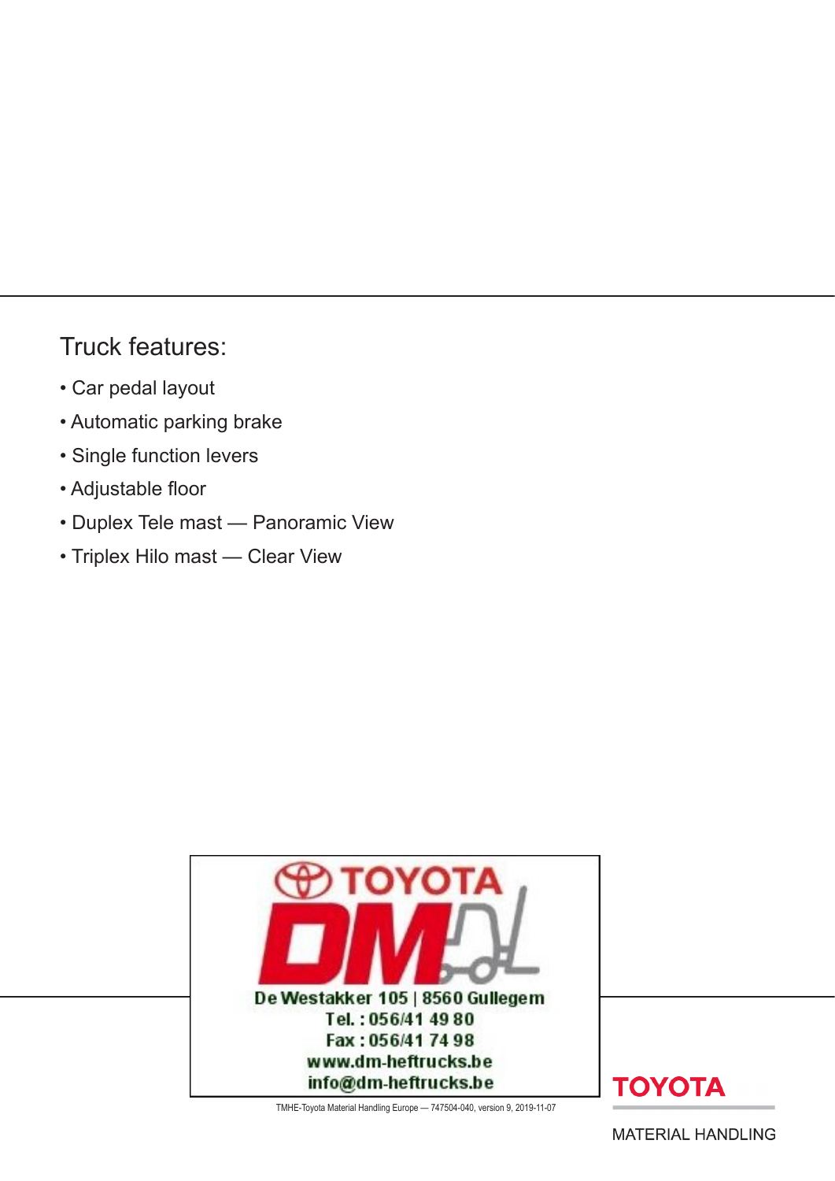## Truck features:

- Car pedal layout
- Automatic parking brake
- Single function levers
- Adjustable floor
- Duplex Tele mast — Panoramic View
- Triplex Hilo mast — Clear View

TOYOTA

DM

De Westakker 105 | 8560 Gullegem
Tel. : 056/41 49 80
Fax : 056/41 74 98
www.dm-heftrucks.be
info@dm-heftrucks.be

TMHE-Toyota Material Handling Europe — 747504-040, version 9, 2019-11-07

TOYOTA

MATERIAL HANDLING